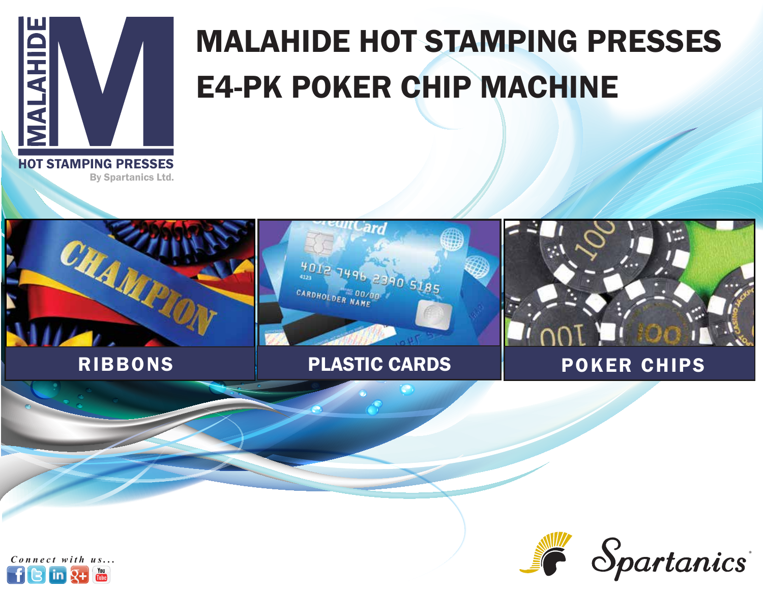MALAHIDE

HOT STAMPING PRESSES

By Spartanics Ltd.

# MALAHIDE HOT STAMPING PRESSES

# E4-PK POKER CHIP MACHINE

**RIBBONS**

**PLASTIC CARDS**

**POKER CHIPS**

*Connect with us...*

Spartanics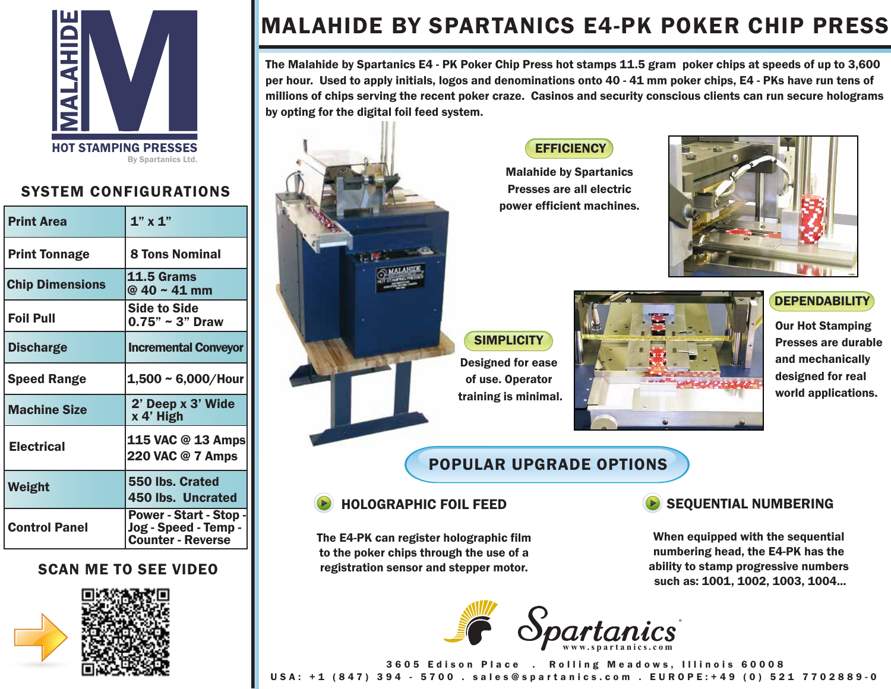# MALAHIDE BY SPARTANICS E4-PK POKER CHIP PRESS

MALAHIDE
HOT STAMPING PRESSES
By Spartanics Ltd.

**The Malahide by Spartanics E4 - PK Poker Chip Press hot stamps 11.5 gram poker chips at speeds of up to 3,600 per hour. Used to apply initials, logos and denominations onto 40 - 41 mm poker chips, E4 - PKs have run tens of millions of chips serving the recent poker craze. Casinos and security conscious clients can run secure holograms by opting for the digital foil feed system.**

## SYSTEM CONFIGURATIONS

| | |
|---|---|
| Print Area | 1" x 1" |
| Print Tonnage | 8 Tons Nominal |
| Chip Dimensions | 11.5 Grams @ 40 ~ 41 mm |
| Foil Pull | Side to Side 0.75" ~ 3" Draw |
| Discharge | Incremental Conveyor |
| Speed Range | 1,500 ~ 6,000/Hour |
| Machine Size | 2' Deep x 3' Wide x 4' High |
| Electrical | 115 VAC @ 13 Amps<br>220 VAC @ 7 Amps |
| Weight | 550 lbs. Crated<br>450 lbs. Uncrated |
| Control Panel | Power - Start - Stop - Jog - Speed - Temp - Counter - Reverse |

## SCAN ME TO SEE VIDEO

### EFFICIENCY

Malahide by Spartanics Presses are all electric power efficient machines.

### SIMPLICITY

Designed for ease of use. Operator training is minimal.

### DEPENDABILITY

Our Hot Stamping Presses are durable and mechanically designed for real world applications.

## POPULAR UPGRADE OPTIONS

### HOLOGRAPHIC FOIL FEED

The E4-PK can register holographic film to the poker chips through the use of a registration sensor and stepper motor.

### SEQUENTIAL NUMBERING

When equipped with the sequential numbering head, the E4-PK has the ability to stamp progressive numbers such as: 1001, 1002, 1003, 1004...

Spartanics®
www.spartanics.com

3605 Edison Place . Rolling Meadows, Illinois 60008
USA: +1 (847) 394 - 5700 . sales@spartanics.com . EUROPE:+49 (0) 521 7702889-0